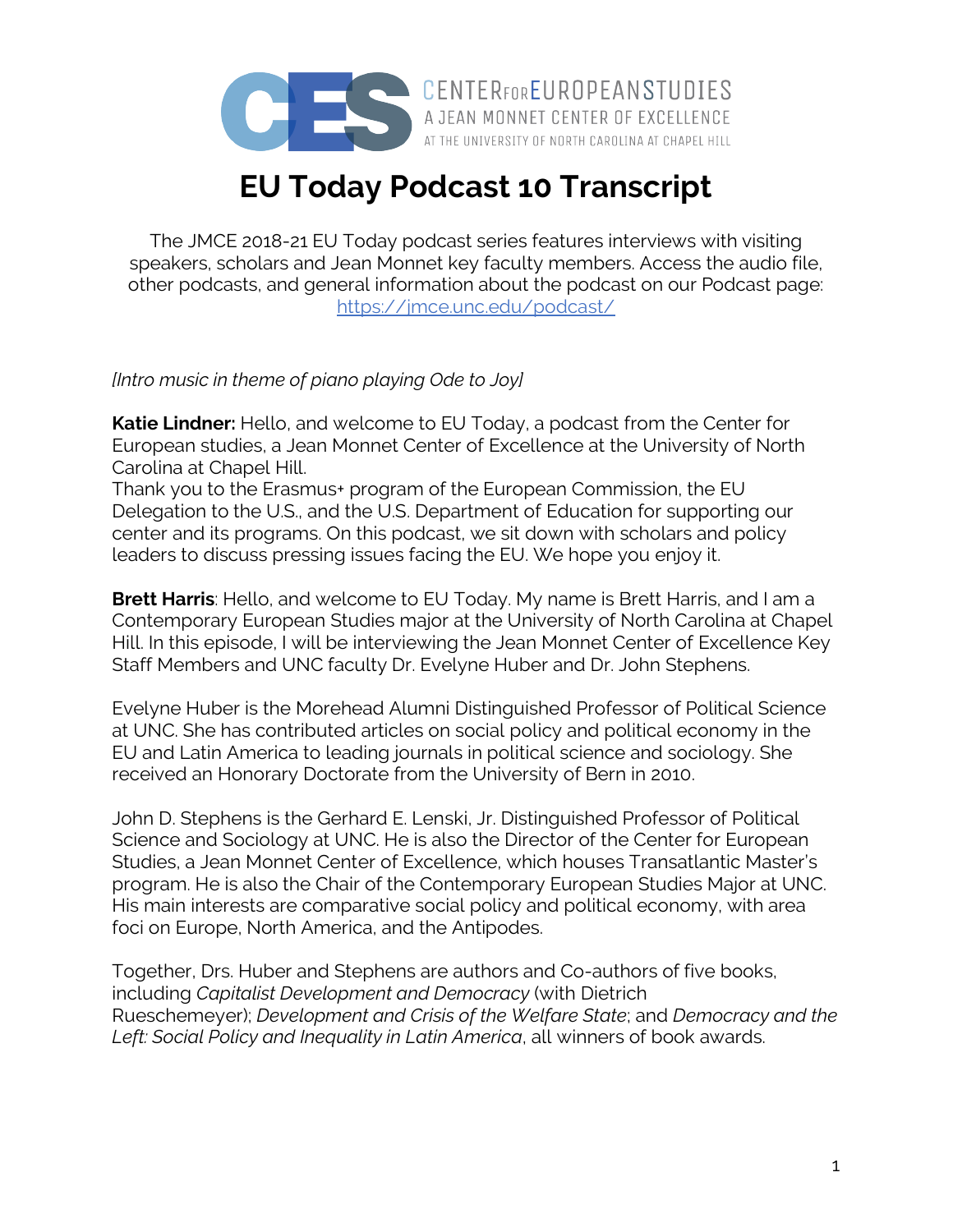CENTER FOR EUROPEAN STUDIES
A JEAN MONNET CENTER OF EXCELLENCE
AT THE UNIVERSITY OF NORTH CAROLINA AT CHAPEL HILL

# EU Today Podcast 10 Transcript

The JMCE 2018-21 EU Today podcast series features interviews with visiting speakers, scholars and Jean Monnet key faculty members. Access the audio file, other podcasts, and general information about the podcast on our Podcast page: https://jmce.unc.edu/podcast/

*[Intro music in theme of piano playing Ode to Joy]*

**Katie Lindner:** Hello, and welcome to EU Today, a podcast from the Center for European studies, a Jean Monnet Center of Excellence at the University of North Carolina at Chapel Hill.
Thank you to the Erasmus+ program of the European Commission, the EU Delegation to the U.S., and the U.S. Department of Education for supporting our center and its programs. On this podcast, we sit down with scholars and policy leaders to discuss pressing issues facing the EU. We hope you enjoy it.

**Brett Harris**: Hello, and welcome to EU Today. My name is Brett Harris, and I am a Contemporary European Studies major at the University of North Carolina at Chapel Hill. In this episode, I will be interviewing the Jean Monnet Center of Excellence Key Staff Members and UNC faculty Dr. Evelyne Huber and Dr. John Stephens.

Evelyne Huber is the Morehead Alumni Distinguished Professor of Political Science at UNC. She has contributed articles on social policy and political economy in the EU and Latin America to leading journals in political science and sociology. She received an Honorary Doctorate from the University of Bern in 2010.

John D. Stephens is the Gerhard E. Lenski, Jr. Distinguished Professor of Political Science and Sociology at UNC. He is also the Director of the Center for European Studies, a Jean Monnet Center of Excellence, which houses Transatlantic Master's program. He is also the Chair of the Contemporary European Studies Major at UNC. His main interests are comparative social policy and political economy, with area foci on Europe, North America, and the Antipodes.

Together, Drs. Huber and Stephens are authors and Co-authors of five books, including *Capitalist Development and Democracy* (with Dietrich Rueschemeyer); *Development and Crisis of the Welfare State*; and *Democracy and the Left: Social Policy and Inequality in Latin America*, all winners of book awards.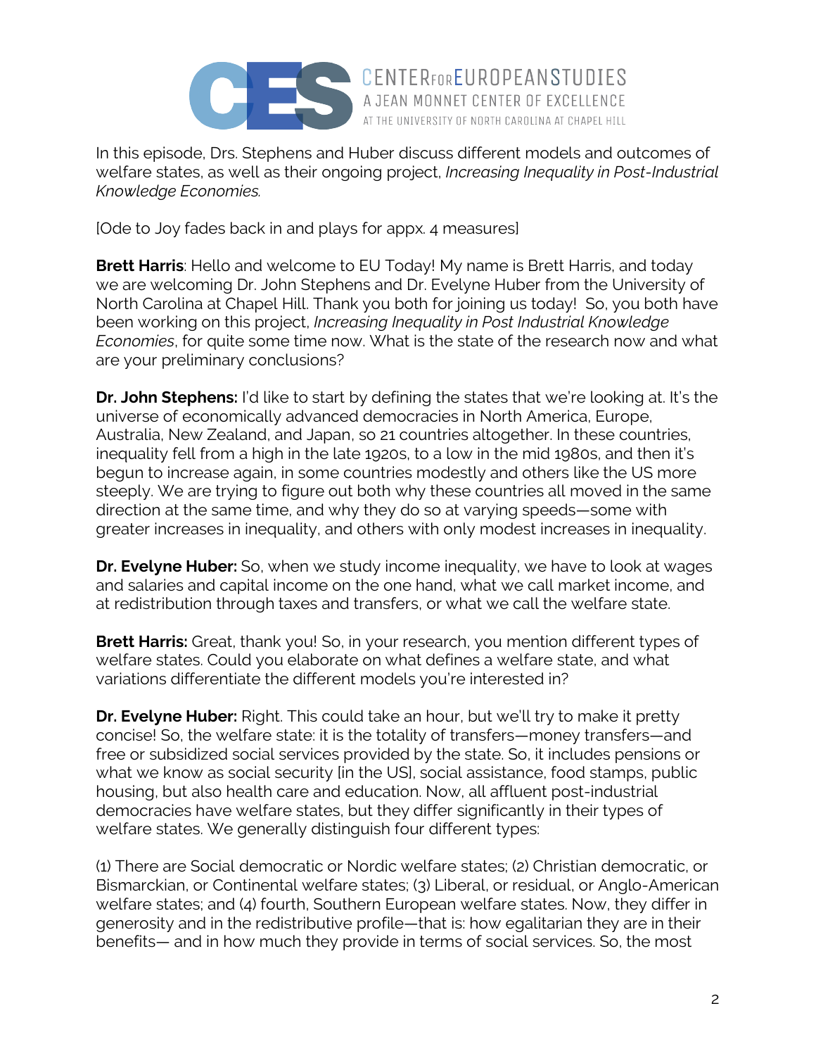In this episode, Drs. Stephens and Huber discuss different models and outcomes of welfare states, as well as their ongoing project, *Increasing Inequality in Post-Industrial Knowledge Economies.*

[Ode to Joy fades back in and plays for appx. 4 measures]

**Brett Harris**: Hello and welcome to EU Today! My name is Brett Harris, and today we are welcoming Dr. John Stephens and Dr. Evelyne Huber from the University of North Carolina at Chapel Hill. Thank you both for joining us today! So, you both have been working on this project, *Increasing Inequality in Post Industrial Knowledge Economies*, for quite some time now. What is the state of the research now and what are your preliminary conclusions?

**Dr. John Stephens:** I'd like to start by defining the states that we're looking at. It's the universe of economically advanced democracies in North America, Europe, Australia, New Zealand, and Japan, so 21 countries altogether. In these countries, inequality fell from a high in the late 1920s, to a low in the mid 1980s, and then it's begun to increase again, in some countries modestly and others like the US more steeply. We are trying to figure out both why these countries all moved in the same direction at the same time, and why they do so at varying speeds—some with greater increases in inequality, and others with only modest increases in inequality.

**Dr. Evelyne Huber:** So, when we study income inequality, we have to look at wages and salaries and capital income on the one hand, what we call market income, and at redistribution through taxes and transfers, or what we call the welfare state.

**Brett Harris:** Great, thank you! So, in your research, you mention different types of welfare states. Could you elaborate on what defines a welfare state, and what variations differentiate the different models you're interested in?

**Dr. Evelyne Huber:** Right. This could take an hour, but we'll try to make it pretty concise! So, the welfare state: it is the totality of transfers—money transfers—and free or subsidized social services provided by the state. So, it includes pensions or what we know as social security [in the US], social assistance, food stamps, public housing, but also health care and education. Now, all affluent post-industrial democracies have welfare states, but they differ significantly in their types of welfare states. We generally distinguish four different types:

(1) There are Social democratic or Nordic welfare states; (2) Christian democratic, or Bismarckian, or Continental welfare states; (3) Liberal, or residual, or Anglo-American welfare states; and (4) fourth, Southern European welfare states. Now, they differ in generosity and in the redistributive profile—that is: how egalitarian they are in their benefits— and in how much they provide in terms of social services. So, the most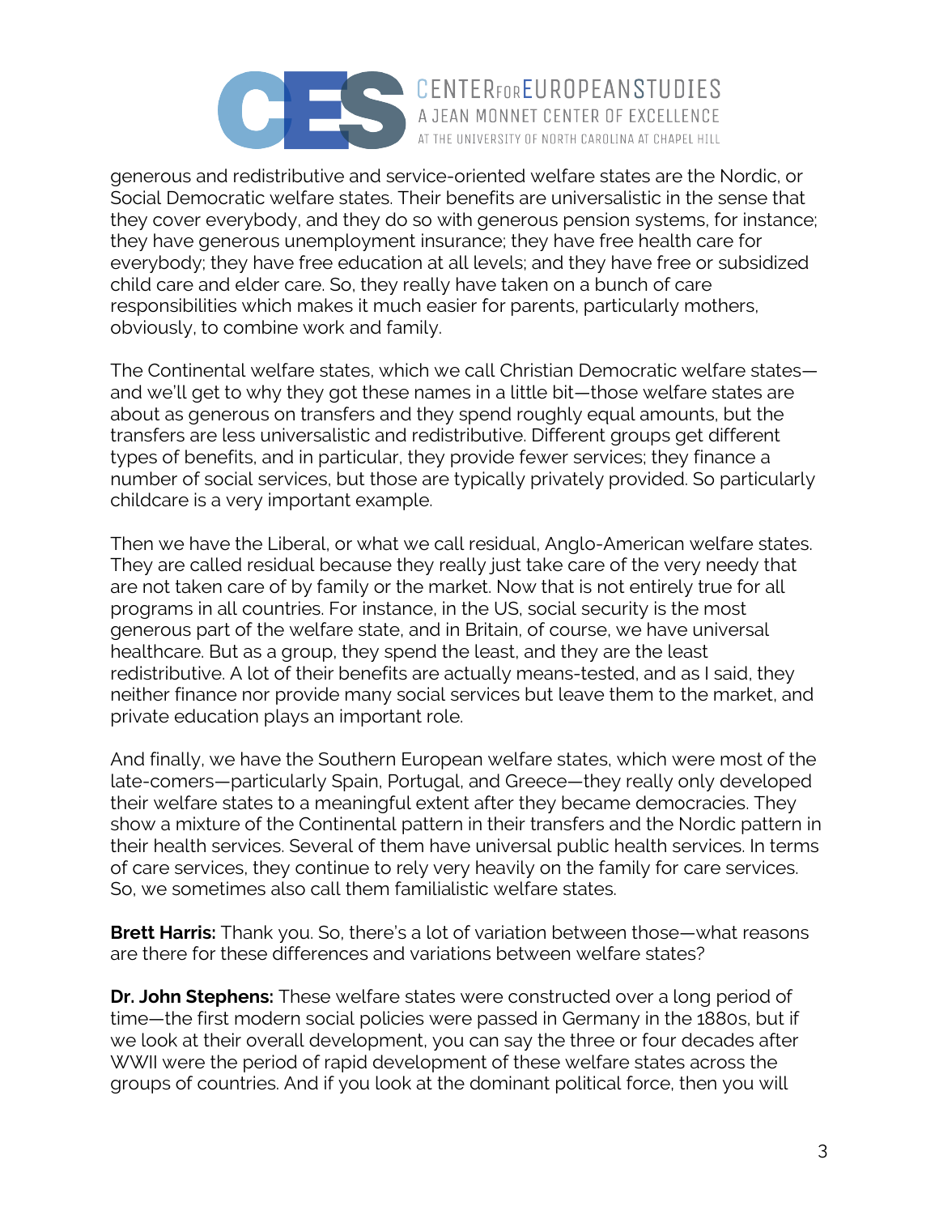generous and redistributive and service-oriented welfare states are the Nordic, or Social Democratic welfare states. Their benefits are universalistic in the sense that they cover everybody, and they do so with generous pension systems, for instance; they have generous unemployment insurance; they have free health care for everybody; they have free education at all levels; and they have free or subsidized child care and elder care. So, they really have taken on a bunch of care responsibilities which makes it much easier for parents, particularly mothers, obviously, to combine work and family.

The Continental welfare states, which we call Christian Democratic welfare states—and we'll get to why they got these names in a little bit—those welfare states are about as generous on transfers and they spend roughly equal amounts, but the transfers are less universalistic and redistributive. Different groups get different types of benefits, and in particular, they provide fewer services; they finance a number of social services, but those are typically privately provided. So particularly childcare is a very important example.

Then we have the Liberal, or what we call residual, Anglo-American welfare states. They are called residual because they really just take care of the very needy that are not taken care of by family or the market. Now that is not entirely true for all programs in all countries. For instance, in the US, social security is the most generous part of the welfare state, and in Britain, of course, we have universal healthcare. But as a group, they spend the least, and they are the least redistributive. A lot of their benefits are actually means-tested, and as I said, they neither finance nor provide many social services but leave them to the market, and private education plays an important role.

And finally, we have the Southern European welfare states, which were most of the late-comers—particularly Spain, Portugal, and Greece—they really only developed their welfare states to a meaningful extent after they became democracies. They show a mixture of the Continental pattern in their transfers and the Nordic pattern in their health services. Several of them have universal public health services. In terms of care services, they continue to rely very heavily on the family for care services. So, we sometimes also call them familialistic welfare states.

**Brett Harris:** Thank you. So, there's a lot of variation between those—what reasons are there for these differences and variations between welfare states?

**Dr. John Stephens:** These welfare states were constructed over a long period of time—the first modern social policies were passed in Germany in the 1880s, but if we look at their overall development, you can say the three or four decades after WWII were the period of rapid development of these welfare states across the groups of countries. And if you look at the dominant political force, then you will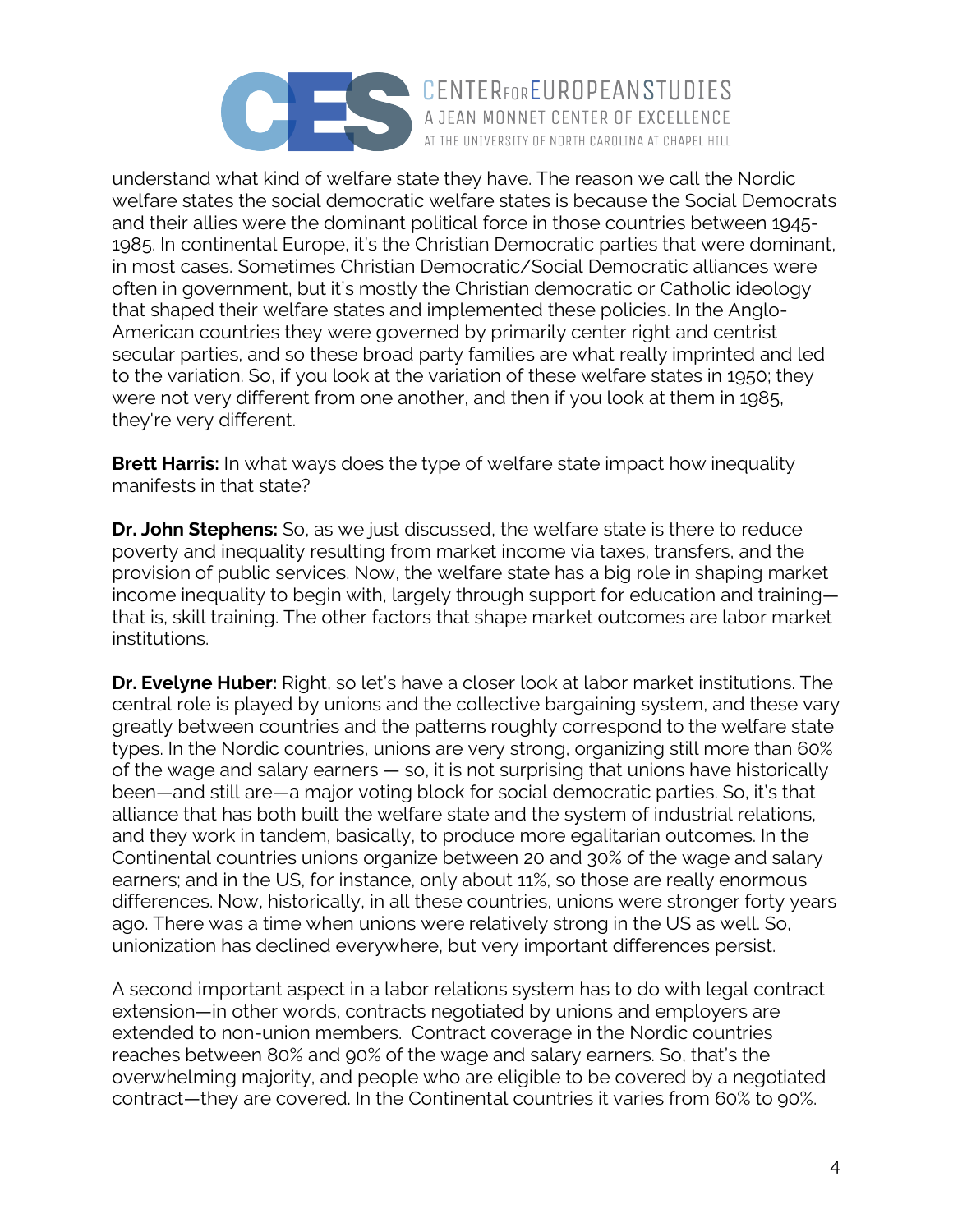understand what kind of welfare state they have. The reason we call the Nordic welfare states the social democratic welfare states is because the Social Democrats and their allies were the dominant political force in those countries between 1945-1985. In continental Europe, it's the Christian Democratic parties that were dominant, in most cases. Sometimes Christian Democratic/Social Democratic alliances were often in government, but it's mostly the Christian democratic or Catholic ideology that shaped their welfare states and implemented these policies. In the Anglo-American countries they were governed by primarily center right and centrist secular parties, and so these broad party families are what really imprinted and led to the variation. So, if you look at the variation of these welfare states in 1950; they were not very different from one another, and then if you look at them in 1985, they're very different.

**Brett Harris:** In what ways does the type of welfare state impact how inequality manifests in that state?

**Dr. John Stephens:** So, as we just discussed, the welfare state is there to reduce poverty and inequality resulting from market income via taxes, transfers, and the provision of public services. Now, the welfare state has a big role in shaping market income inequality to begin with, largely through support for education and training—that is, skill training. The other factors that shape market outcomes are labor market institutions.

**Dr. Evelyne Huber:** Right, so let's have a closer look at labor market institutions. The central role is played by unions and the collective bargaining system, and these vary greatly between countries and the patterns roughly correspond to the welfare state types. In the Nordic countries, unions are very strong, organizing still more than 60% of the wage and salary earners — so, it is not surprising that unions have historically been—and still are—a major voting block for social democratic parties. So, it's that alliance that has both built the welfare state and the system of industrial relations, and they work in tandem, basically, to produce more egalitarian outcomes. In the Continental countries unions organize between 20 and 30% of the wage and salary earners; and in the US, for instance, only about 11%, so those are really enormous differences. Now, historically, in all these countries, unions were stronger forty years ago. There was a time when unions were relatively strong in the US as well. So, unionization has declined everywhere, but very important differences persist.

A second important aspect in a labor relations system has to do with legal contract extension—in other words, contracts negotiated by unions and employers are extended to non-union members. Contract coverage in the Nordic countries reaches between 80% and 90% of the wage and salary earners. So, that's the overwhelming majority, and people who are eligible to be covered by a negotiated contract—they are covered. In the Continental countries it varies from 60% to 90%.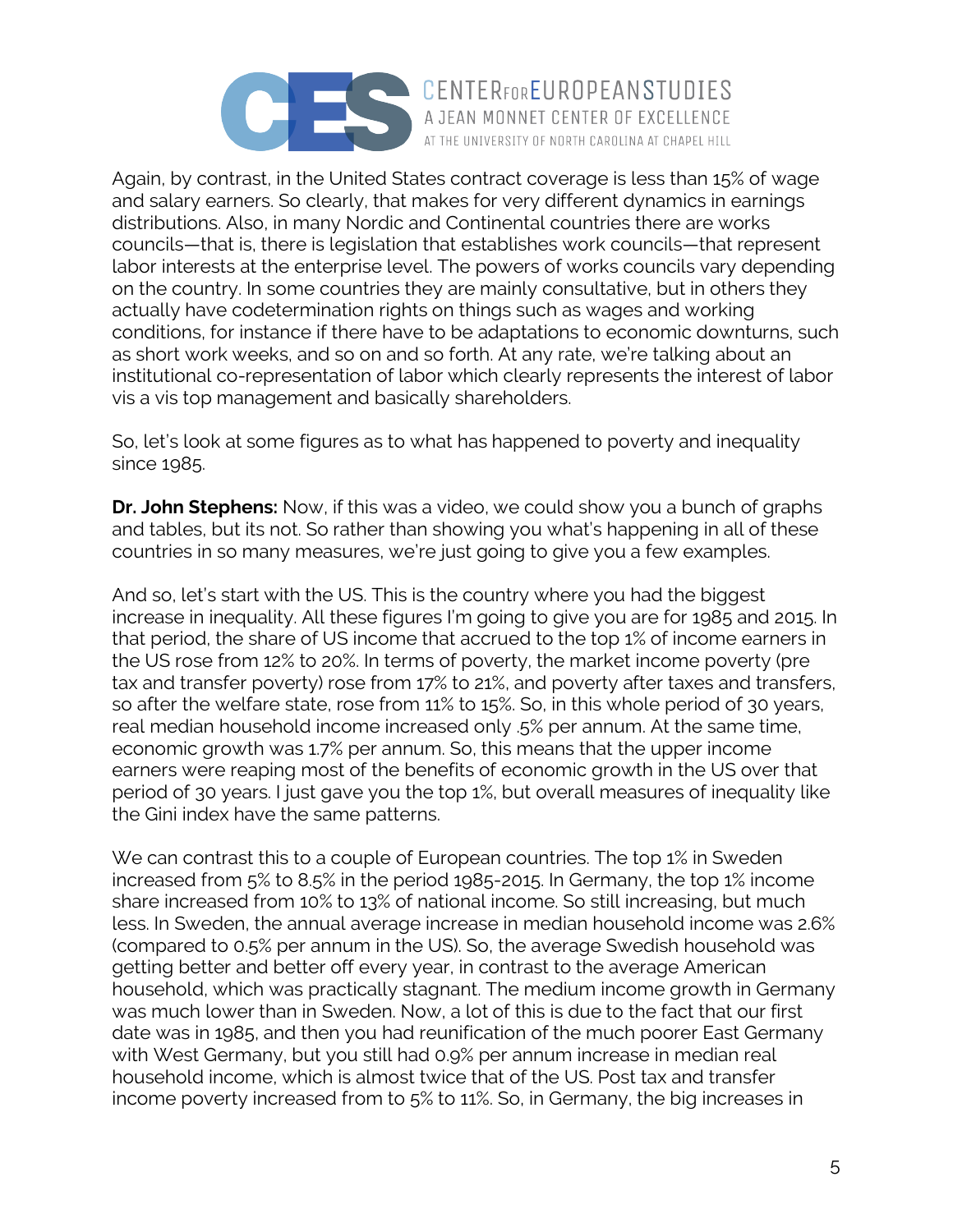Again, by contrast, in the United States contract coverage is less than 15% of wage and salary earners. So clearly, that makes for very different dynamics in earnings distributions. Also, in many Nordic and Continental countries there are works councils—that is, there is legislation that establishes work councils—that represent labor interests at the enterprise level. The powers of works councils vary depending on the country. In some countries they are mainly consultative, but in others they actually have codetermination rights on things such as wages and working conditions, for instance if there have to be adaptations to economic downturns, such as short work weeks, and so on and so forth. At any rate, we're talking about an institutional co-representation of labor which clearly represents the interest of labor vis a vis top management and basically shareholders.

So, let's look at some figures as to what has happened to poverty and inequality since 1985.

**Dr. John Stephens:** Now, if this was a video, we could show you a bunch of graphs and tables, but its not. So rather than showing you what's happening in all of these countries in so many measures, we're just going to give you a few examples.

And so, let's start with the US. This is the country where you had the biggest increase in inequality. All these figures I'm going to give you are for 1985 and 2015. In that period, the share of US income that accrued to the top 1% of income earners in the US rose from 12% to 20%. In terms of poverty, the market income poverty (pre tax and transfer poverty) rose from 17% to 21%, and poverty after taxes and transfers, so after the welfare state, rose from 11% to 15%. So, in this whole period of 30 years, real median household income increased only .5% per annum. At the same time, economic growth was 1.7% per annum. So, this means that the upper income earners were reaping most of the benefits of economic growth in the US over that period of 30 years. I just gave you the top 1%, but overall measures of inequality like the Gini index have the same patterns.

We can contrast this to a couple of European countries. The top 1% in Sweden increased from 5% to 8.5% in the period 1985-2015. In Germany, the top 1% income share increased from 10% to 13% of national income. So still increasing, but much less. In Sweden, the annual average increase in median household income was 2.6% (compared to 0.5% per annum in the US). So, the average Swedish household was getting better and better off every year, in contrast to the average American household, which was practically stagnant. The medium income growth in Germany was much lower than in Sweden. Now, a lot of this is due to the fact that our first date was in 1985, and then you had reunification of the much poorer East Germany with West Germany, but you still had 0.9% per annum increase in median real household income, which is almost twice that of the US. Post tax and transfer income poverty increased from to 5% to 11%. So, in Germany, the big increases in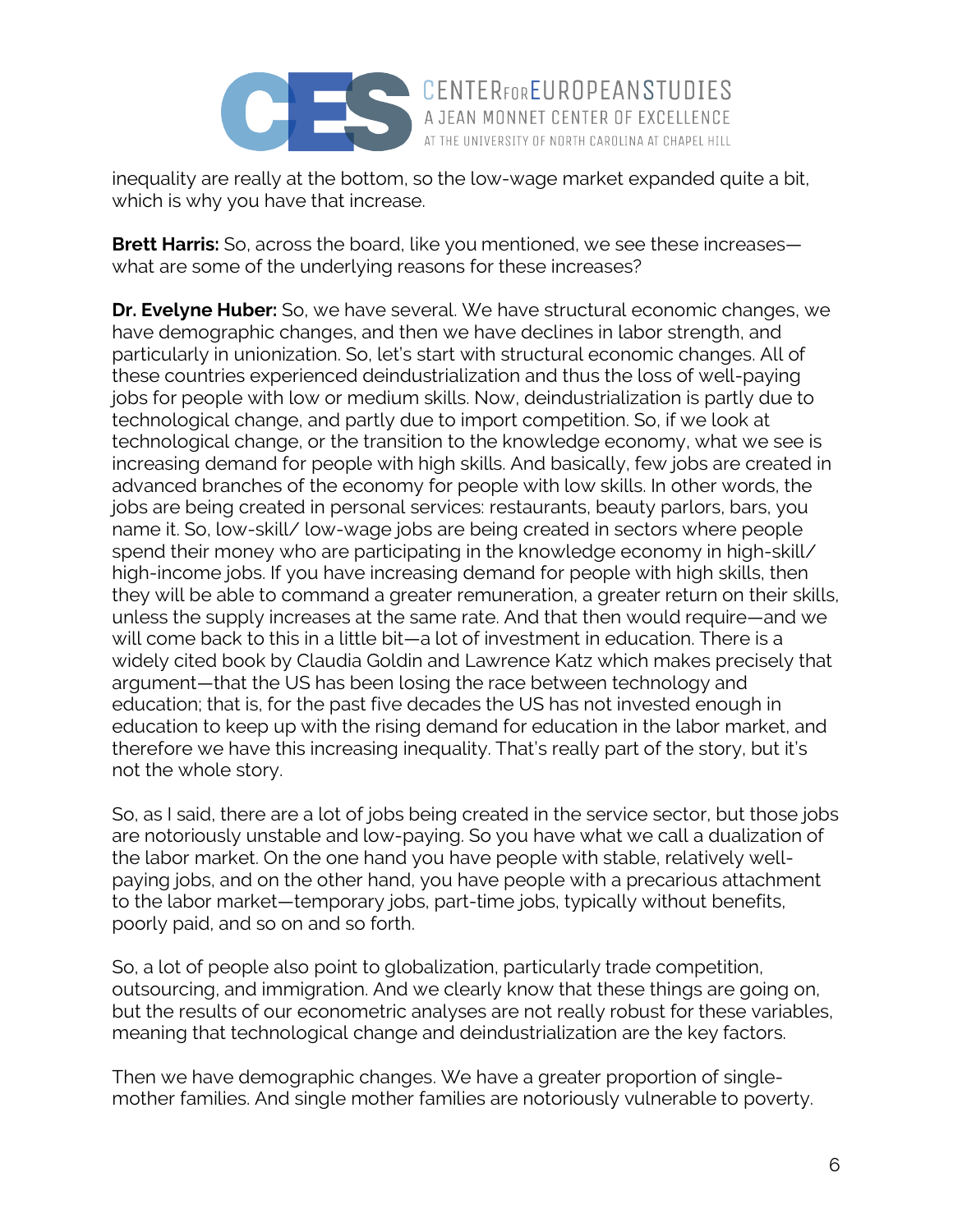inequality are really at the bottom, so the low-wage market expanded quite a bit, which is why you have that increase.

**Brett Harris:** So, across the board, like you mentioned, we see these increases—what are some of the underlying reasons for these increases?

**Dr. Evelyne Huber:** So, we have several. We have structural economic changes, we have demographic changes, and then we have declines in labor strength, and particularly in unionization. So, let's start with structural economic changes. All of these countries experienced deindustrialization and thus the loss of well-paying jobs for people with low or medium skills. Now, deindustrialization is partly due to technological change, and partly due to import competition. So, if we look at technological change, or the transition to the knowledge economy, what we see is increasing demand for people with high skills. And basically, few jobs are created in advanced branches of the economy for people with low skills. In other words, the jobs are being created in personal services: restaurants, beauty parlors, bars, you name it. So, low-skill/ low-wage jobs are being created in sectors where people spend their money who are participating in the knowledge economy in high-skill/ high-income jobs. If you have increasing demand for people with high skills, then they will be able to command a greater remuneration, a greater return on their skills, unless the supply increases at the same rate. And that then would require—and we will come back to this in a little bit—a lot of investment in education. There is a widely cited book by Claudia Goldin and Lawrence Katz which makes precisely that argument—that the US has been losing the race between technology and education; that is, for the past five decades the US has not invested enough in education to keep up with the rising demand for education in the labor market, and therefore we have this increasing inequality. That's really part of the story, but it's not the whole story.

So, as I said, there are a lot of jobs being created in the service sector, but those jobs are notoriously unstable and low-paying. So you have what we call a dualization of the labor market. On the one hand you have people with stable, relatively well-paying jobs, and on the other hand, you have people with a precarious attachment to the labor market—temporary jobs, part-time jobs, typically without benefits, poorly paid, and so on and so forth.

So, a lot of people also point to globalization, particularly trade competition, outsourcing, and immigration. And we clearly know that these things are going on, but the results of our econometric analyses are not really robust for these variables, meaning that technological change and deindustrialization are the key factors.

Then we have demographic changes. We have a greater proportion of single-mother families. And single mother families are notoriously vulnerable to poverty.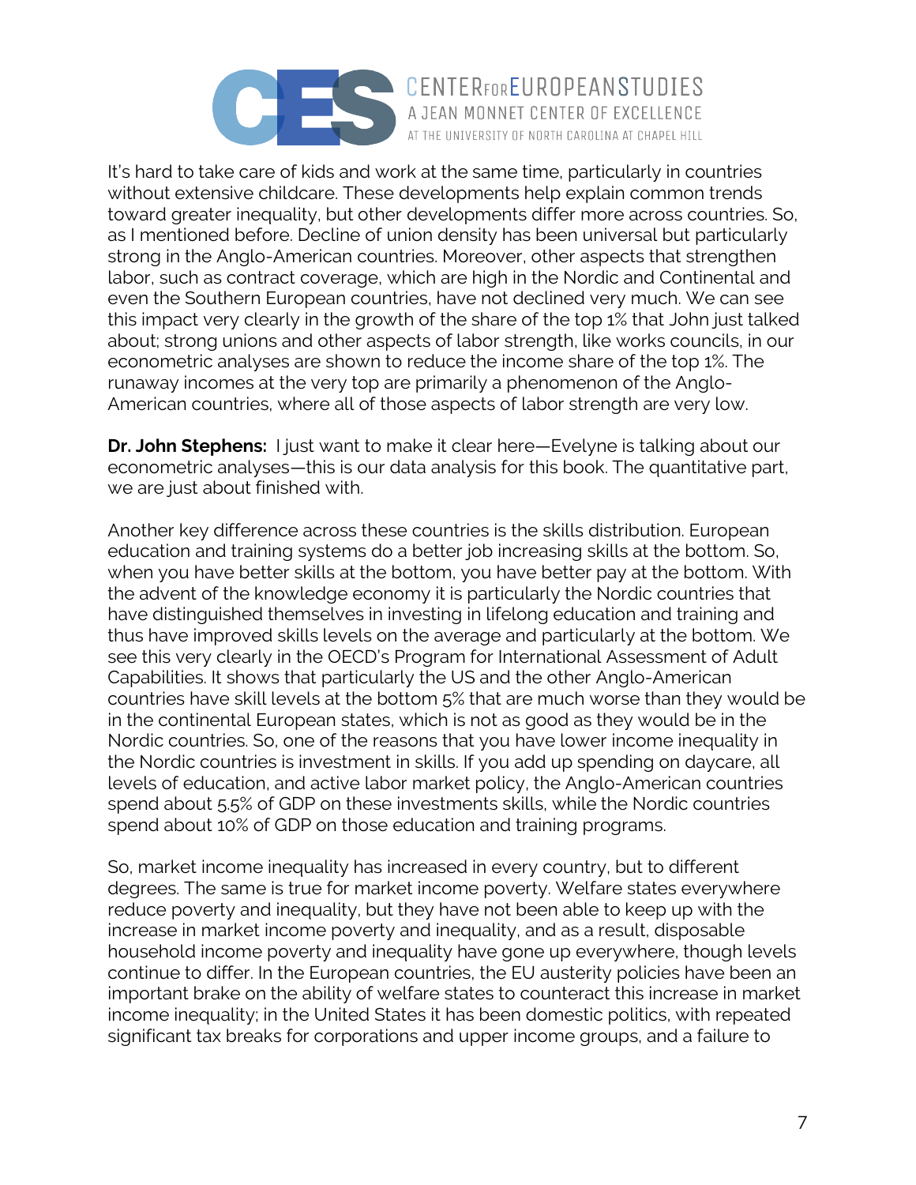It's hard to take care of kids and work at the same time, particularly in countries without extensive childcare. These developments help explain common trends toward greater inequality, but other developments differ more across countries. So, as I mentioned before. Decline of union density has been universal but particularly strong in the Anglo-American countries. Moreover, other aspects that strengthen labor, such as contract coverage, which are high in the Nordic and Continental and even the Southern European countries, have not declined very much. We can see this impact very clearly in the growth of the share of the top 1% that John just talked about; strong unions and other aspects of labor strength, like works councils, in our econometric analyses are shown to reduce the income share of the top 1%. The runaway incomes at the very top are primarily a phenomenon of the Anglo-American countries, where all of those aspects of labor strength are very low.

**Dr. John Stephens:** I just want to make it clear here—Evelyne is talking about our econometric analyses—this is our data analysis for this book. The quantitative part, we are just about finished with.

Another key difference across these countries is the skills distribution. European education and training systems do a better job increasing skills at the bottom. So, when you have better skills at the bottom, you have better pay at the bottom. With the advent of the knowledge economy it is particularly the Nordic countries that have distinguished themselves in investing in lifelong education and training and thus have improved skills levels on the average and particularly at the bottom. We see this very clearly in the OECD's Program for International Assessment of Adult Capabilities. It shows that particularly the US and the other Anglo-American countries have skill levels at the bottom 5% that are much worse than they would be in the continental European states, which is not as good as they would be in the Nordic countries. So, one of the reasons that you have lower income inequality in the Nordic countries is investment in skills. If you add up spending on daycare, all levels of education, and active labor market policy, the Anglo-American countries spend about 5.5% of GDP on these investments skills, while the Nordic countries spend about 10% of GDP on those education and training programs.

So, market income inequality has increased in every country, but to different degrees. The same is true for market income poverty. Welfare states everywhere reduce poverty and inequality, but they have not been able to keep up with the increase in market income poverty and inequality, and as a result, disposable household income poverty and inequality have gone up everywhere, though levels continue to differ. In the European countries, the EU austerity policies have been an important brake on the ability of welfare states to counteract this increase in market income inequality; in the United States it has been domestic politics, with repeated significant tax breaks for corporations and upper income groups, and a failure to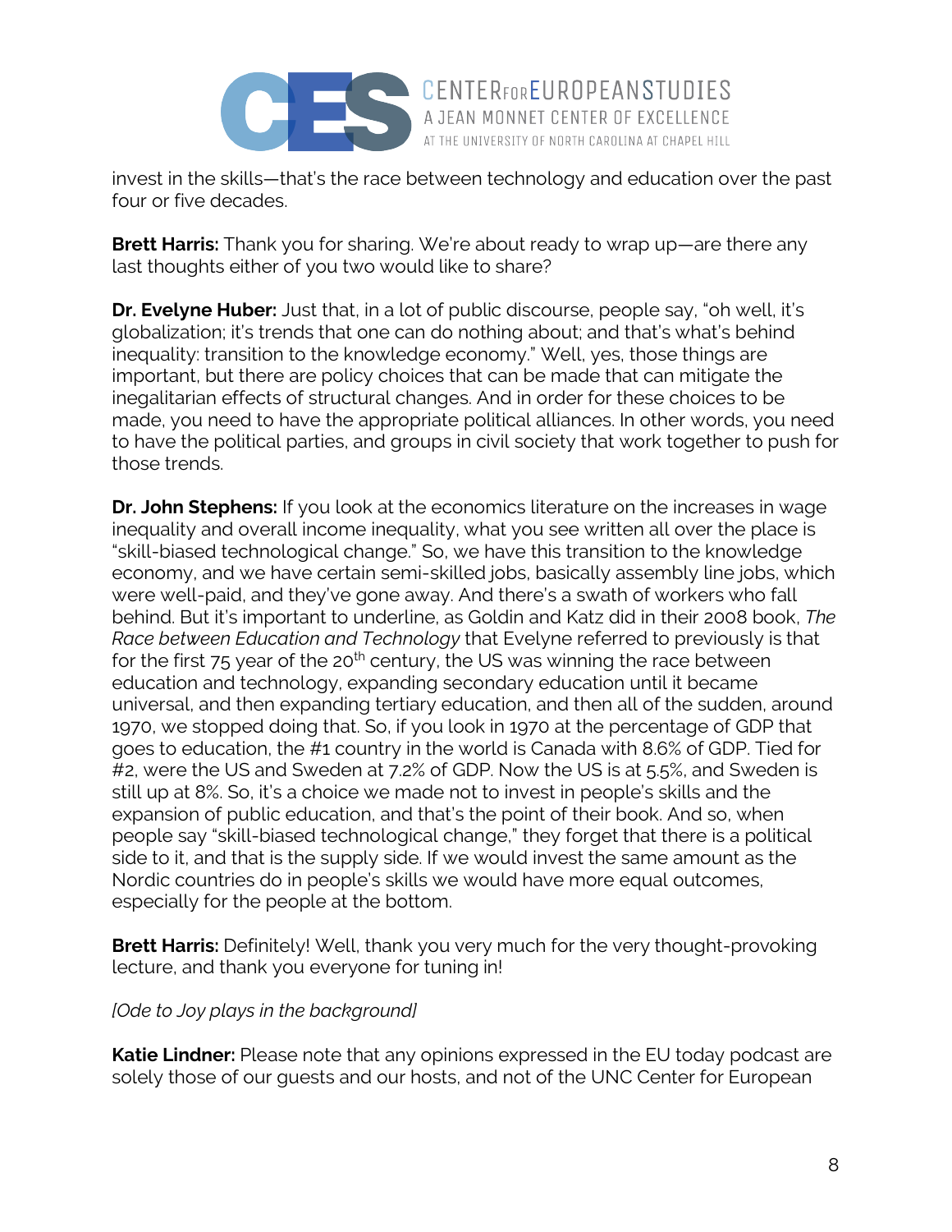invest in the skills—that's the race between technology and education over the past four or five decades.

**Brett Harris:** Thank you for sharing. We're about ready to wrap up—are there any last thoughts either of you two would like to share?

**Dr. Evelyne Huber:** Just that, in a lot of public discourse, people say, "oh well, it's globalization; it's trends that one can do nothing about; and that's what's behind inequality: transition to the knowledge economy." Well, yes, those things are important, but there are policy choices that can be made that can mitigate the inegalitarian effects of structural changes. And in order for these choices to be made, you need to have the appropriate political alliances. In other words, you need to have the political parties, and groups in civil society that work together to push for those trends.

**Dr. John Stephens:** If you look at the economics literature on the increases in wage inequality and overall income inequality, what you see written all over the place is "skill-biased technological change." So, we have this transition to the knowledge economy, and we have certain semi-skilled jobs, basically assembly line jobs, which were well-paid, and they've gone away. And there's a swath of workers who fall behind. But it's important to underline, as Goldin and Katz did in their 2008 book, *The Race between Education and Technology* that Evelyne referred to previously is that for the first 75 year of the 20th century, the US was winning the race between education and technology, expanding secondary education until it became universal, and then expanding tertiary education, and then all of the sudden, around 1970, we stopped doing that. So, if you look in 1970 at the percentage of GDP that goes to education, the #1 country in the world is Canada with 8.6% of GDP. Tied for #2, were the US and Sweden at 7.2% of GDP. Now the US is at 5.5%, and Sweden is still up at 8%. So, it's a choice we made not to invest in people's skills and the expansion of public education, and that's the point of their book. And so, when people say "skill-biased technological change," they forget that there is a political side to it, and that is the supply side. If we would invest the same amount as the Nordic countries do in people's skills we would have more equal outcomes, especially for the people at the bottom.

**Brett Harris:** Definitely! Well, thank you very much for the very thought-provoking lecture, and thank you everyone for tuning in!

*[Ode to Joy plays in the background]*

**Katie Lindner:** Please note that any opinions expressed in the EU today podcast are solely those of our guests and our hosts, and not of the UNC Center for European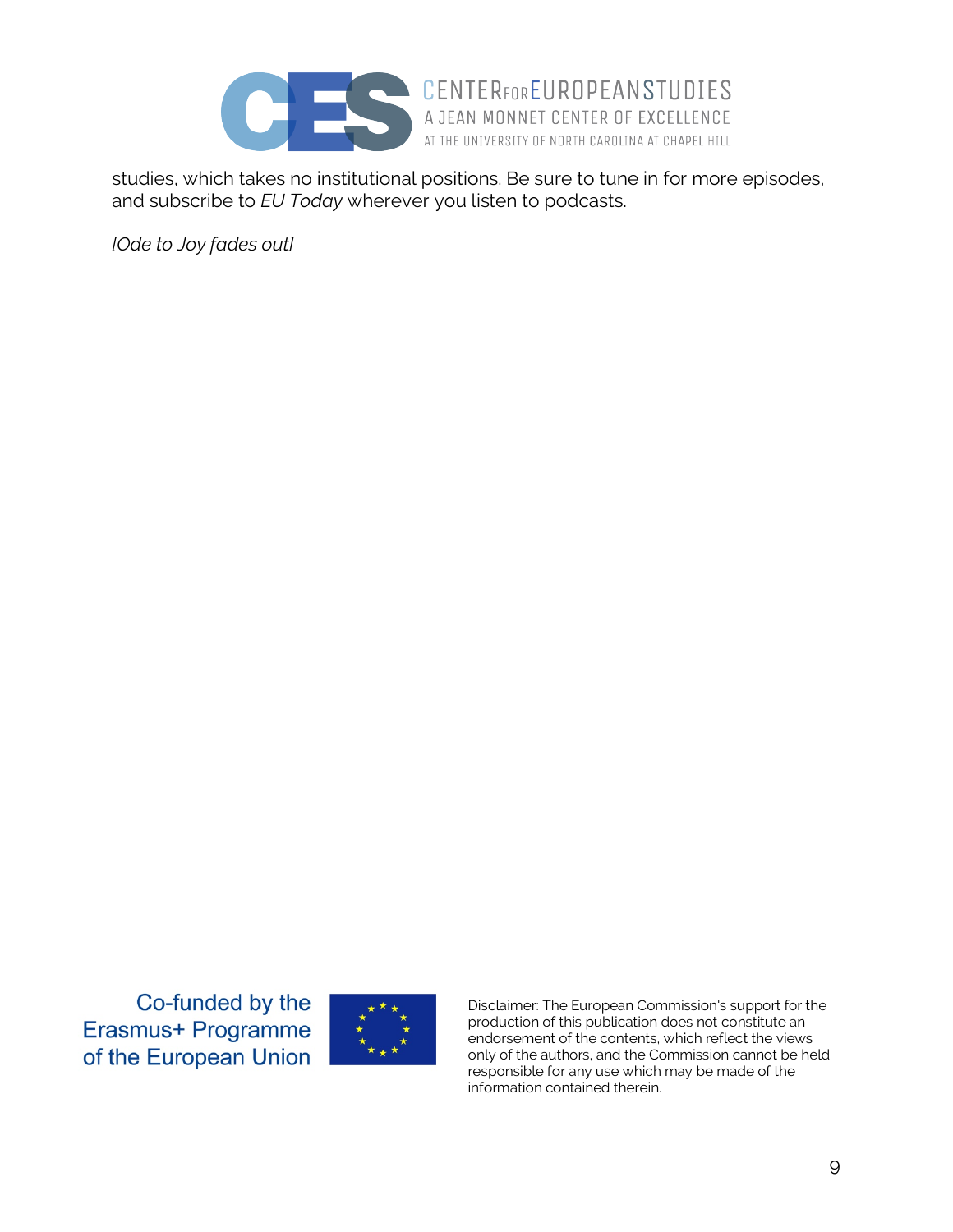studies, which takes no institutional positions. Be sure to tune in for more episodes, and subscribe to *EU Today* wherever you listen to podcasts.

*[Ode to Joy fades out]*

Co-funded by the Erasmus+ Programme of the European Union

Disclaimer: The European Commission's support for the production of this publication does not constitute an endorsement of the contents, which reflect the views only of the authors, and the Commission cannot be held responsible for any use which may be made of the information contained therein.